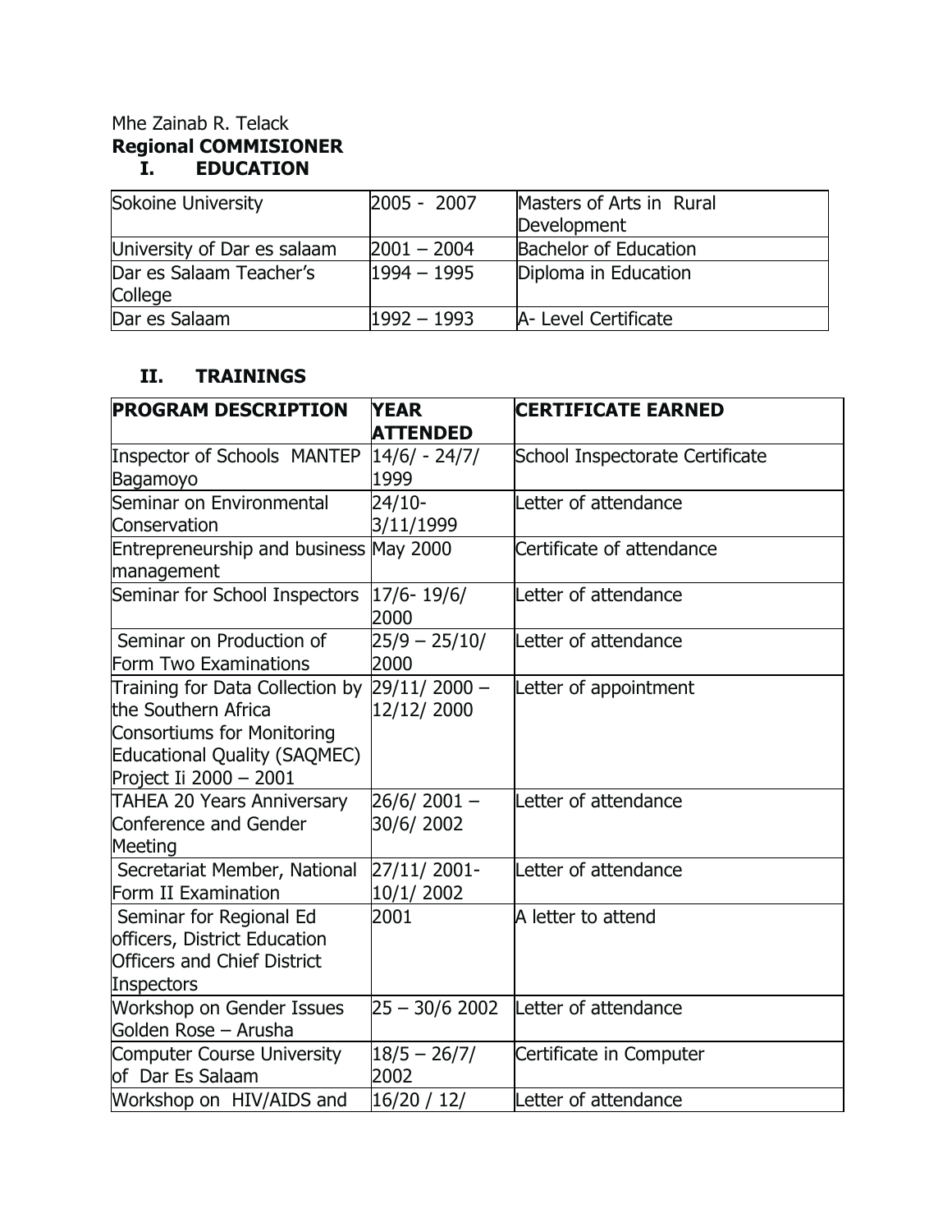Mhe Zainab R. Telack

**Regional COMMISIONER**

## I. EDUCATION

| | | |
|---|---|---|
| Sokoine University | 2005 - 2007 | Masters of Arts in Rural Development |
| University of Dar es salaam | 2001 – 2004 | Bachelor of Education |
| Dar es Salaam Teacher's College | 1994 – 1995 | Diploma in Education |
| Dar es Salaam | 1992 – 1993 | A- Level Certificate |

## II. TRAININGS

| PROGRAM DESCRIPTION | YEAR ATTENDED | CERTIFICATE EARNED |
|---|---|---|
| Inspector of Schools MANTEP Bagamoyo | 14/6/ - 24/7/ 1999 | School Inspectorate Certificate |
| Seminar on Environmental Conservation | 24/10- 3/11/1999 | Letter of attendance |
| Entrepreneurship and business management | May 2000 | Certificate of attendance |
| Seminar for School Inspectors | 17/6- 19/6/ 2000 | Letter of attendance |
| Seminar on Production of Form Two Examinations | 25/9 – 25/10/ 2000 | Letter of attendance |
| Training for Data Collection by the Southern Africa Consortiums for Monitoring Educational Quality (SAQMEC) Project Ii 2000 – 2001 | 29/11/ 2000 – 12/12/ 2000 | Letter of appointment |
| TAHEA 20 Years Anniversary Conference and Gender Meeting | 26/6/ 2001 – 30/6/ 2002 | Letter of attendance |
| Secretariat Member, National Form II Examination | 27/11/ 2001- 10/1/ 2002 | Letter of attendance |
| Seminar for Regional Ed officers, District Education Officers and Chief District Inspectors | 2001 | A letter to attend |
| Workshop on Gender Issues Golden Rose – Arusha | 25 – 30/6 2002 | Letter of attendance |
| Computer Course University of Dar Es Salaam | 18/5 – 26/7/ 2002 | Certificate in Computer |
| Workshop on HIV/AIDS and | 16/20 / 12/ | Letter of attendance |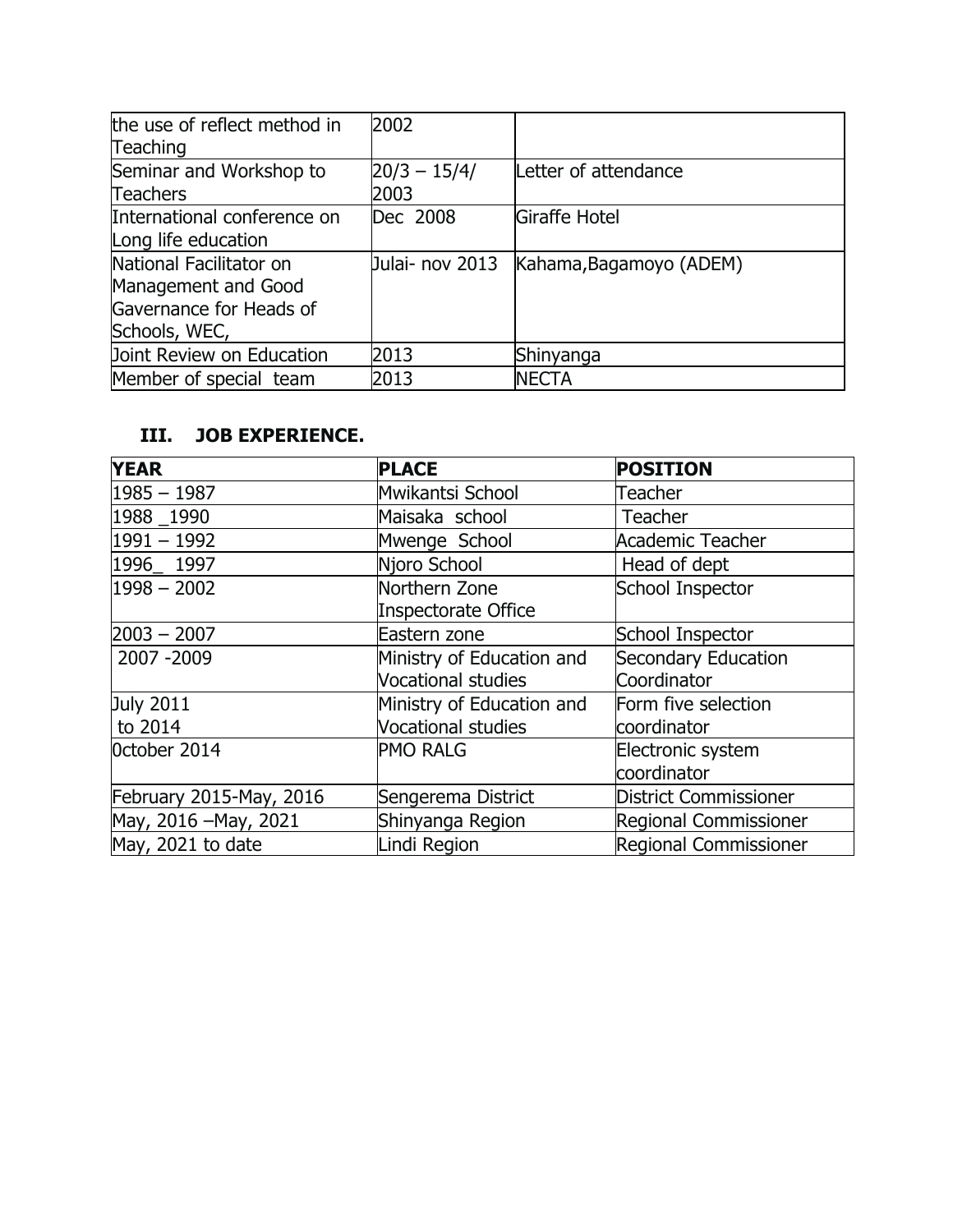| | | |
|---|---|---|
| the use of reflect method in Teaching | 2002 | |
| Seminar and Workshop to Teachers | 20/3 – 15/4/ 2003 | Letter of attendance |
| International conference on Long life education | Dec 2008 | Giraffe Hotel |
| National Facilitator on Management and Good Gavernance for Heads of Schools, WEC, | Julai- nov 2013 | Kahama,Bagamoyo (ADEM) |
| Joint Review on Education | 2013 | Shinyanga |
| Member of special team | 2013 | NECTA |

## III. JOB EXPERIENCE.

| YEAR | PLACE | POSITION |
|---|---|---|
| 1985 – 1987 | Mwikantsi School | Teacher |
| 1988 _1990 | Maisaka school | Teacher |
| 1991 – 1992 | Mwenge School | Academic Teacher |
| 1996_ 1997 | Njoro School | Head of dept |
| 1998 – 2002 | Northern Zone Inspectorate Office | School Inspector |
| 2003 – 2007 | Eastern zone | School Inspector |
| 2007 -2009 | Ministry of Education and Vocational studies | Secondary Education Coordinator |
| July 2011 to 2014 | Ministry of Education and Vocational studies | Form five selection coordinator |
| 0ctober 2014 | PMO RALG | Electronic system coordinator |
| February 2015-May, 2016 | Sengerema District | District Commissioner |
| May, 2016 –May, 2021 | Shinyanga Region | Regional Commissioner |
| May, 2021 to date | Lindi Region | Regional Commissioner |